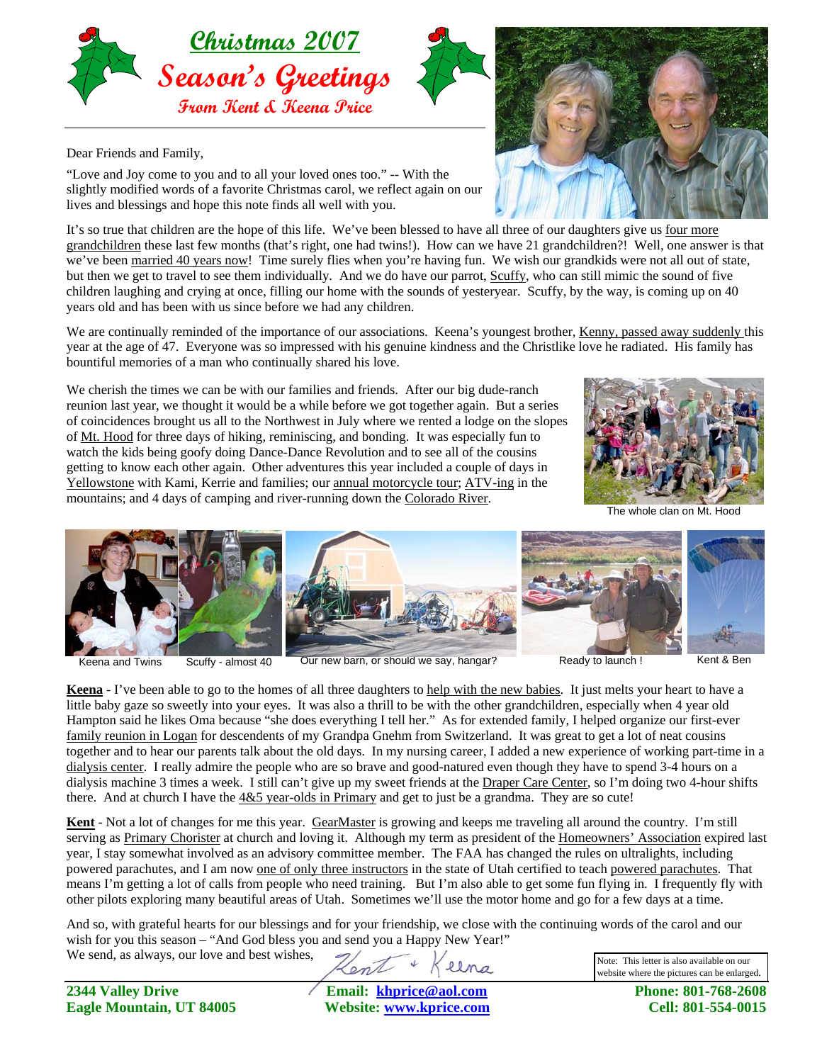# Christmas 2007

## Season's Greetings

### From Kent & Keena Price

Dear Friends and Family,

"Love and Joy come to you and to all your loved ones too." -- With the slightly modified words of a favorite Christmas carol, we reflect again on our lives and blessings and hope this note finds all well with you.

It's so true that children are the hope of this life. We've been blessed to have all three of our daughters give us four more grandchildren these last few months (that's right, one had twins!). How can we have 21 grandchildren?! Well, one answer is that we've been married 40 years now! Time surely flies when you're having fun. We wish our grandkids were not all out of state, but then we get to travel to see them individually. And we do have our parrot, Scuffy, who can still mimic the sound of five children laughing and crying at once, filling our home with the sounds of yesteryear. Scuffy, by the way, is coming up on 40 years old and has been with us since before we had any children.

We are continually reminded of the importance of our associations. Keena's youngest brother, Kenny, passed away suddenly this year at the age of 47. Everyone was so impressed with his genuine kindness and the Christlike love he radiated. His family has bountiful memories of a man who continually shared his love.

We cherish the times we can be with our families and friends. After our big dude-ranch reunion last year, we thought it would be a while before we got together again. But a series of coincidences brought us all to the Northwest in July where we rented a lodge on the slopes of Mt. Hood for three days of hiking, reminiscing, and bonding. It was especially fun to watch the kids being goofy doing Dance-Dance Revolution and to see all of the cousins getting to know each other again. Other adventures this year included a couple of days in Yellowstone with Kami, Kerrie and families; our annual motorcycle tour; ATV-ing in the mountains; and 4 days of camping and river-running down the Colorado River.

The whole clan on Mt. Hood

Keena and Twins | Scuffy - almost 40 | Our new barn, or should we say, hangar? | Ready to launch ! | Kent & Ben

**Keena** - I've been able to go to the homes of all three daughters to help with the new babies. It just melts your heart to have a little baby gaze so sweetly into your eyes. It was also a thrill to be with the other grandchildren, especially when 4 year old Hampton said he likes Oma because "she does everything I tell her." As for extended family, I helped organize our first-ever family reunion in Logan for descendents of my Grandpa Gnehm from Switzerland. It was great to get a lot of neat cousins together and to hear our parents talk about the old days. In my nursing career, I added a new experience of working part-time in a dialysis center. I really admire the people who are so brave and good-natured even though they have to spend 3-4 hours on a dialysis machine 3 times a week. I still can't give up my sweet friends at the Draper Care Center, so I'm doing two 4-hour shifts there. And at church I have the 4&5 year-olds in Primary and get to just be a grandma. They are so cute!

**Kent** - Not a lot of changes for me this year. GearMaster is growing and keeps me traveling all around the country. I'm still serving as Primary Chorister at church and loving it. Although my term as president of the Homeowners' Association expired last year, I stay somewhat involved as an advisory committee member. The FAA has changed the rules on ultralights, including powered parachutes, and I am now one of only three instructors in the state of Utah certified to teach powered parachutes. That means I'm getting a lot of calls from people who need training. But I'm also able to get some fun flying in. I frequently fly with other pilots exploring many beautiful areas of Utah. Sometimes we'll use the motor home and go for a few days at a time.

And so, with grateful hearts for our blessings and for your friendship, we close with the continuing words of the carol and our wish for you this season – "And God bless you and send you a Happy New Year!"

We send, as always, our love and best wishes, Kent + Keena

Note: This letter is also available on our website where the pictures can be enlarged.

**2344 Valley Drive**
**Eagle Mountain, UT 84005**

**Email: khprice@aol.com**
**Website: www.kprice.com**

**Phone: 801-768-2608**
**Cell: 801-554-0015**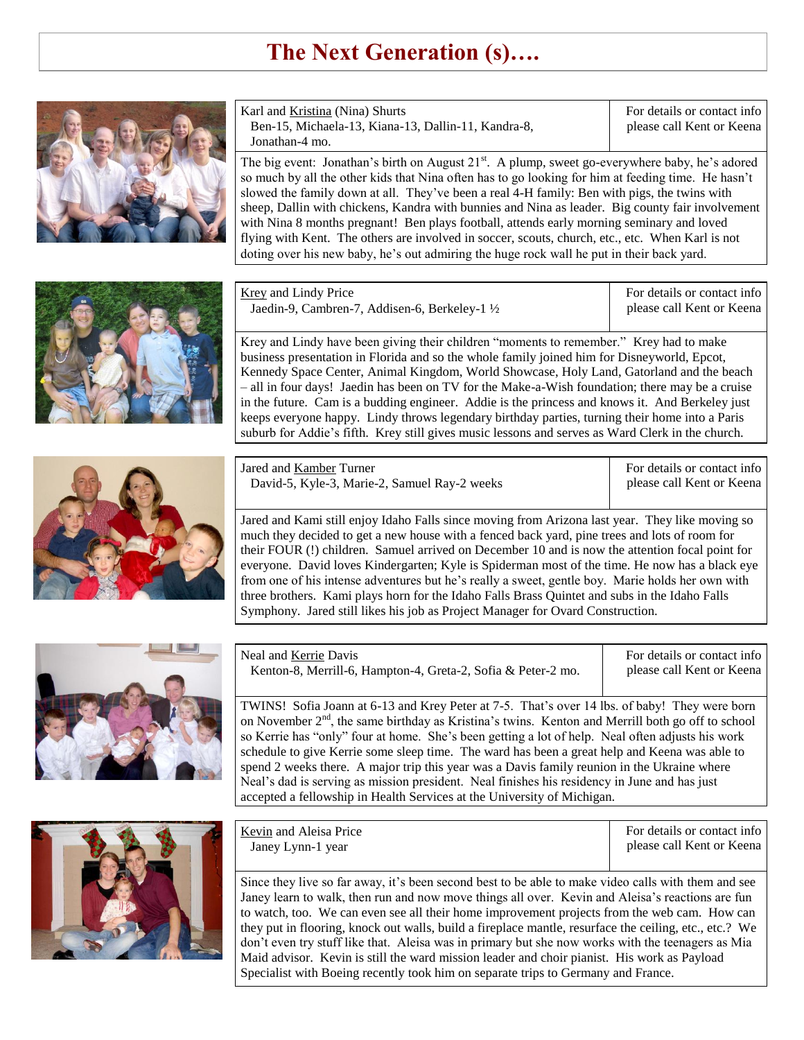# The Next Generation (s)….

Karl and Kristina (Nina) Shurts
Ben-15, Michaela-13, Kiana-13, Dallin-11, Kandra-8, Jonathan-4 mo.

For details or contact info please call Kent or Keena

The big event: Jonathan's birth on August 21st. A plump, sweet go-everywhere baby, he's adored so much by all the other kids that Nina often has to go looking for him at feeding time. He hasn't slowed the family down at all. They've been a real 4-H family: Ben with pigs, the twins with sheep, Dallin with chickens, Kandra with bunnies and Nina as leader. Big county fair involvement with Nina 8 months pregnant! Ben plays football, attends early morning seminary and loved flying with Kent. The others are involved in soccer, scouts, church, etc., etc. When Karl is not doting over his new baby, he's out admiring the huge rock wall he put in their back yard.

Krey and Lindy Price
Jaedin-9, Cambren-7, Addisen-6, Berkeley-1 ½

For details or contact info please call Kent or Keena

Krey and Lindy have been giving their children "moments to remember." Krey had to make business presentation in Florida and so the whole family joined him for Disneyworld, Epcot, Kennedy Space Center, Animal Kingdom, World Showcase, Holy Land, Gatorland and the beach – all in four days! Jaedin has been on TV for the Make-a-Wish foundation; there may be a cruise in the future. Cam is a budding engineer. Addie is the princess and knows it. And Berkeley just keeps everyone happy. Lindy throws legendary birthday parties, turning their home into a Paris suburb for Addie's fifth. Krey still gives music lessons and serves as Ward Clerk in the church.

Jared and Kamber Turner
David-5, Kyle-3, Marie-2, Samuel Ray-2 weeks

For details or contact info please call Kent or Keena

Jared and Kami still enjoy Idaho Falls since moving from Arizona last year. They like moving so much they decided to get a new house with a fenced back yard, pine trees and lots of room for their FOUR (!) children. Samuel arrived on December 10 and is now the attention focal point for everyone. David loves Kindergarten; Kyle is Spiderman most of the time. He now has a black eye from one of his intense adventures but he's really a sweet, gentle boy. Marie holds her own with three brothers. Kami plays horn for the Idaho Falls Brass Quintet and subs in the Idaho Falls Symphony. Jared still likes his job as Project Manager for Ovard Construction.

Neal and Kerrie Davis
Kenton-8, Merrill-6, Hampton-4, Greta-2, Sofia & Peter-2 mo.

For details or contact info please call Kent or Keena

TWINS! Sofia Joann at 6-13 and Krey Peter at 7-5. That's over 14 lbs. of baby! They were born on November 2nd, the same birthday as Kristina's twins. Kenton and Merrill both go off to school so Kerrie has "only" four at home. She's been getting a lot of help. Neal often adjusts his work schedule to give Kerrie some sleep time. The ward has been a great help and Keena was able to spend 2 weeks there. A major trip this year was a Davis family reunion in the Ukraine where Neal's dad is serving as mission president. Neal finishes his residency in June and has just accepted a fellowship in Health Services at the University of Michigan.

Kevin and Aleisa Price
Janey Lynn-1 year

For details or contact info please call Kent or Keena

Since they live so far away, it's been second best to be able to make video calls with them and see Janey learn to walk, then run and now move things all over. Kevin and Aleisa's reactions are fun to watch, too. We can even see all their home improvement projects from the web cam. How can they put in flooring, knock out walls, build a fireplace mantle, resurface the ceiling, etc., etc.? We don't even try stuff like that. Aleisa was in primary but she now works with the teenagers as Mia Maid advisor. Kevin is still the ward mission leader and choir pianist. His work as Payload Specialist with Boeing recently took him on separate trips to Germany and France.